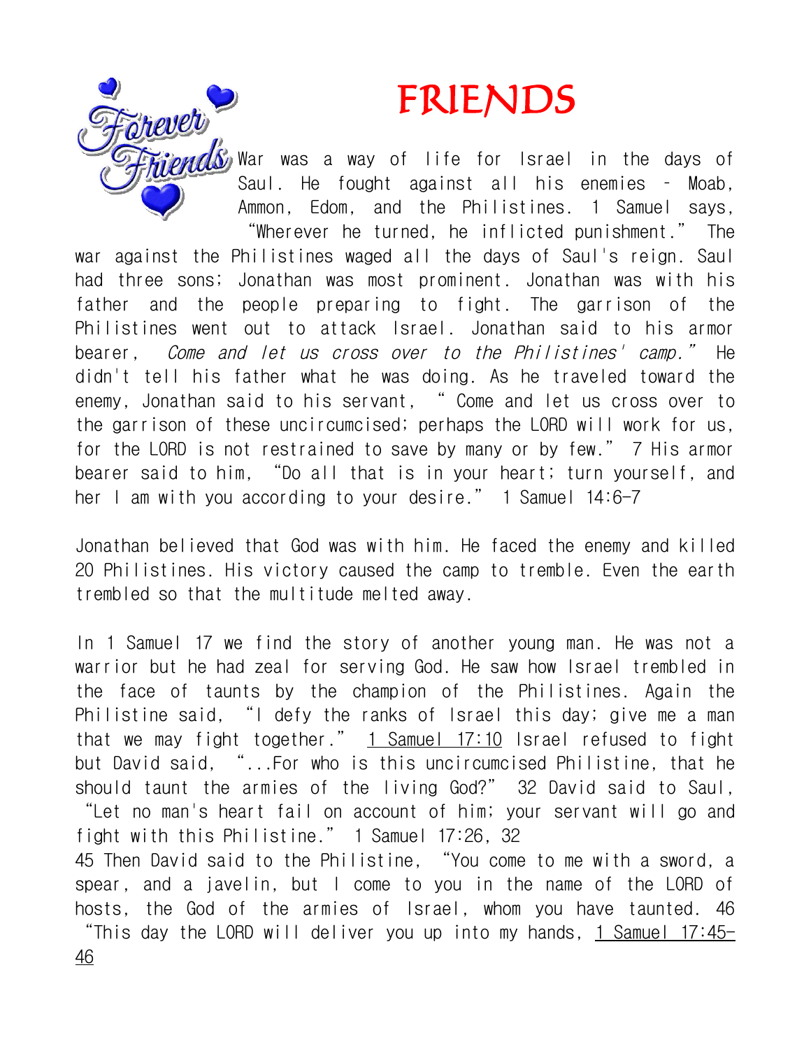# FRIENDS

War was a way of life for Israel in the days of Saul. He fought against all his enemies – Moab, Ammon, Edom, and the Philistines. 1 Samuel says, "Wherever he turned, he inflicted punishment." The war against the Philistines waged all the days of Saul's reign. Saul had three sons; Jonathan was most prominent. Jonathan was with his father and the people preparing to fight. The garrison of the Philistines went out to attack Israel. Jonathan said to his armor bearer, *Come and let us cross over to the Philistines' camp."* He didn't tell his father what he was doing. As he traveled toward the enemy, Jonathan said to his servant, " Come and let us cross over to the garrison of these uncircumcised; perhaps the LORD will work for us, for the LORD is not restrained to save by many or by few." 7 His armor bearer said to him, "Do all that is in your heart; turn yourself, and her I am with you according to your desire." 1 Samuel 14:6-7

Jonathan believed that God was with him. He faced the enemy and killed 20 Philistines. His victory caused the camp to tremble. Even the earth trembled so that the multitude melted away.

In 1 Samuel 17 we find the story of another young man. He was not a warrior but he had zeal for serving God. He saw how Israel trembled in the face of taunts by the champion of the Philistines. Again the Philistine said, "I defy the ranks of Israel this day; give me a man that we may fight together." 1 Samuel 17:10 Israel refused to fight but David said, "...For who is this uncircumcised Philistine, that he should taunt the armies of the living God?" 32 David said to Saul, "Let no man's heart fail on account of him; your servant will go and fight with this Philistine." 1 Samuel 17:26, 32

45 Then David said to the Philistine, "You come to me with a sword, a spear, and a javelin, but I come to you in the name of the LORD of hosts, the God of the armies of Israel, whom you have taunted. 46 "This day the LORD will deliver you up into my hands, 1 Samuel 17:45-46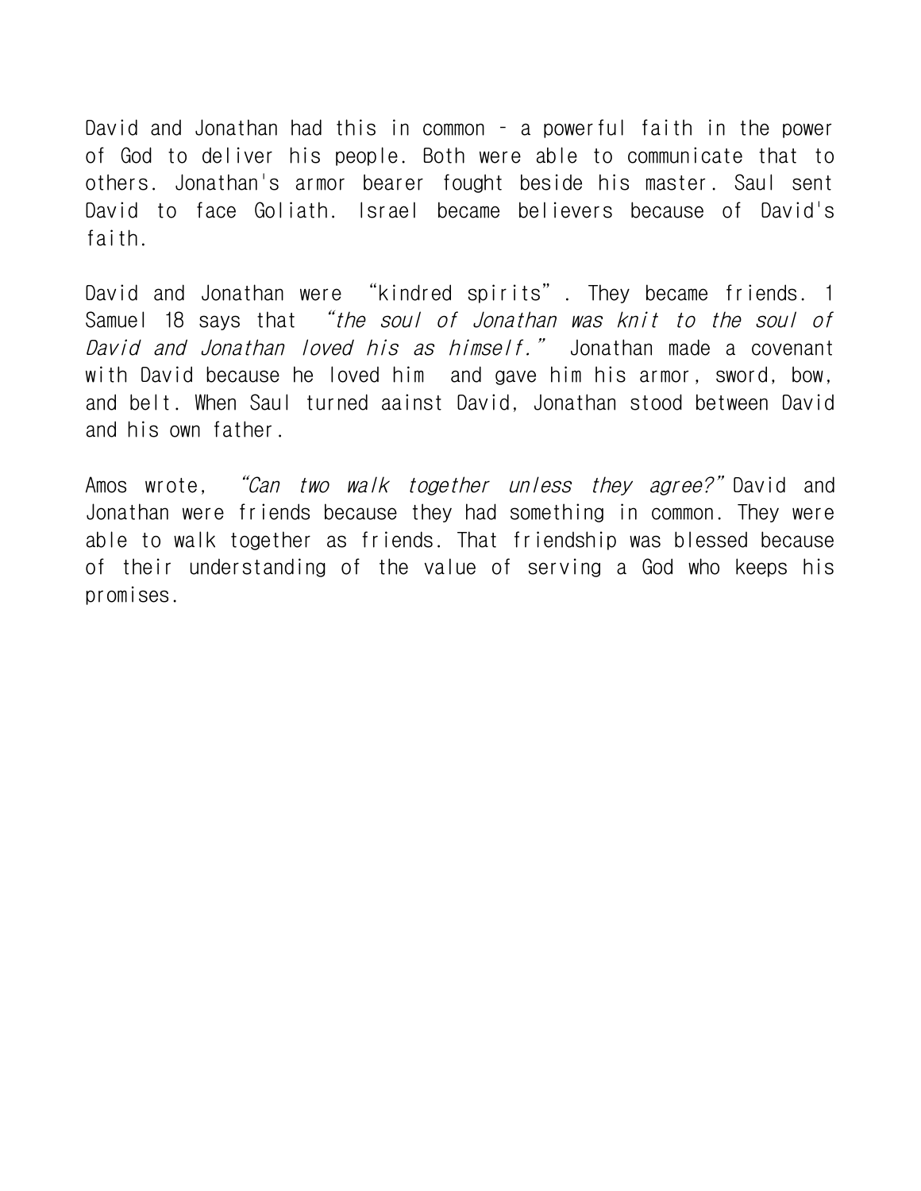David and Jonathan had this in common – a powerful faith in the power of God to deliver his people. Both were able to communicate that to others. Jonathan's armor bearer fought beside his master. Saul sent David to face Goliath. Israel became believers because of David's faith.

David and Jonathan were "kindred spirits". They became friends. 1 Samuel 18 says that *"the soul of Jonathan was knit to the soul of David and Jonathan loved his as himself."* Jonathan made a covenant with David because he loved him and gave him his armor, sword, bow, and belt. When Saul turned aainst David, Jonathan stood between David and his own father.

Amos wrote, *"Can two walk together unless they agree?"* David and Jonathan were friends because they had something in common. They were able to walk together as friends. That friendship was blessed because of their understanding of the value of serving a God who keeps his promises.